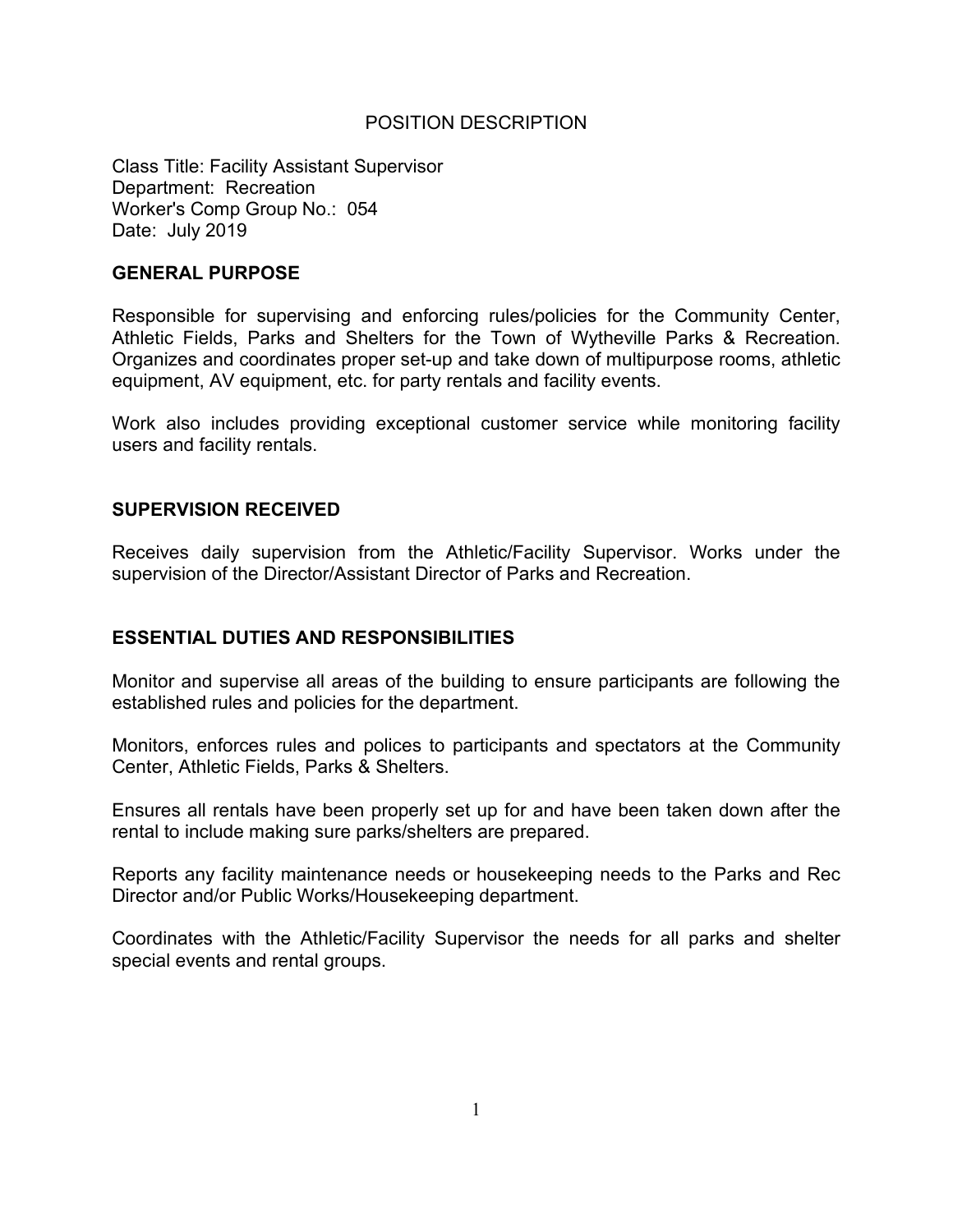# POSITION DESCRIPTION

Class Title: Facility Assistant Supervisor
Department: Recreation
Worker's Comp Group No.: 054
Date: July 2019

## GENERAL PURPOSE

Responsible for supervising and enforcing rules/policies for the Community Center, Athletic Fields, Parks and Shelters for the Town of Wytheville Parks & Recreation. Organizes and coordinates proper set-up and take down of multipurpose rooms, athletic equipment, AV equipment, etc. for party rentals and facility events.

Work also includes providing exceptional customer service while monitoring facility users and facility rentals.

## SUPERVISION RECEIVED

Receives daily supervision from the Athletic/Facility Supervisor. Works under the supervision of the Director/Assistant Director of Parks and Recreation.

## ESSENTIAL DUTIES AND RESPONSIBILITIES

Monitor and supervise all areas of the building to ensure participants are following the established rules and policies for the department.

Monitors, enforces rules and polices to participants and spectators at the Community Center, Athletic Fields, Parks & Shelters.

Ensures all rentals have been properly set up for and have been taken down after the rental to include making sure parks/shelters are prepared.

Reports any facility maintenance needs or housekeeping needs to the Parks and Rec Director and/or Public Works/Housekeeping department.

Coordinates with the Athletic/Facility Supervisor the needs for all parks and shelter special events and rental groups.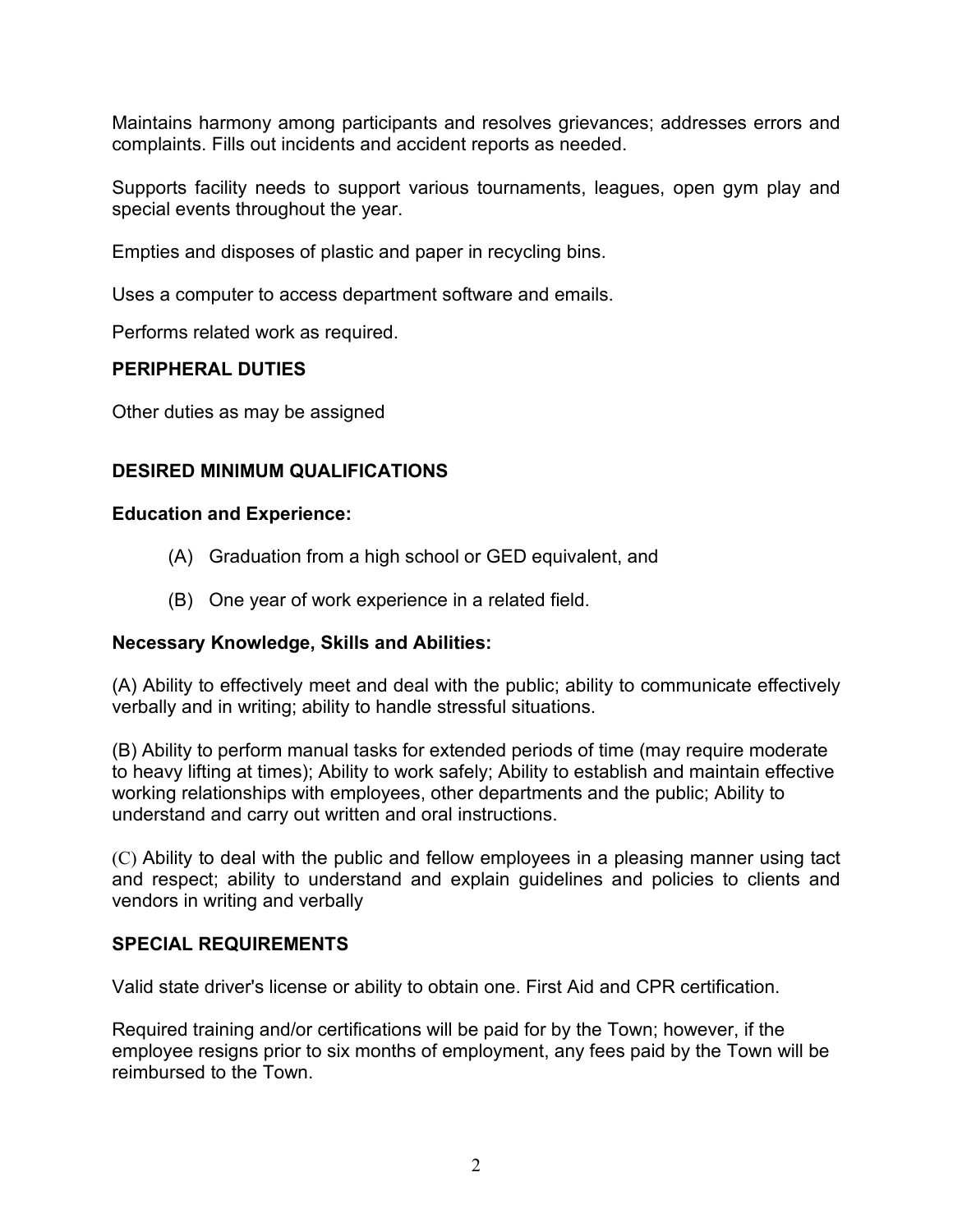Maintains harmony among participants and resolves grievances; addresses errors and complaints. Fills out incidents and accident reports as needed.

Supports facility needs to support various tournaments, leagues, open gym play and special events throughout the year.

Empties and disposes of plastic and paper in recycling bins.

Uses a computer to access department software and emails.

Performs related work as required.

## PERIPHERAL DUTIES

Other duties as may be assigned

## DESIRED MINIMUM QUALIFICATIONS

### Education and Experience:

(A) Graduation from a high school or GED equivalent, and

(B) One year of work experience in a related field.

### Necessary Knowledge, Skills and Abilities:

(A) Ability to effectively meet and deal with the public; ability to communicate effectively verbally and in writing; ability to handle stressful situations.

(B) Ability to perform manual tasks for extended periods of time (may require moderate to heavy lifting at times); Ability to work safely; Ability to establish and maintain effective working relationships with employees, other departments and the public; Ability to understand and carry out written and oral instructions.

(C) Ability to deal with the public and fellow employees in a pleasing manner using tact and respect; ability to understand and explain guidelines and policies to clients and vendors in writing and verbally

## SPECIAL REQUIREMENTS

Valid state driver's license or ability to obtain one. First Aid and CPR certification.

Required training and/or certifications will be paid for by the Town; however, if the employee resigns prior to six months of employment, any fees paid by the Town will be reimbursed to the Town.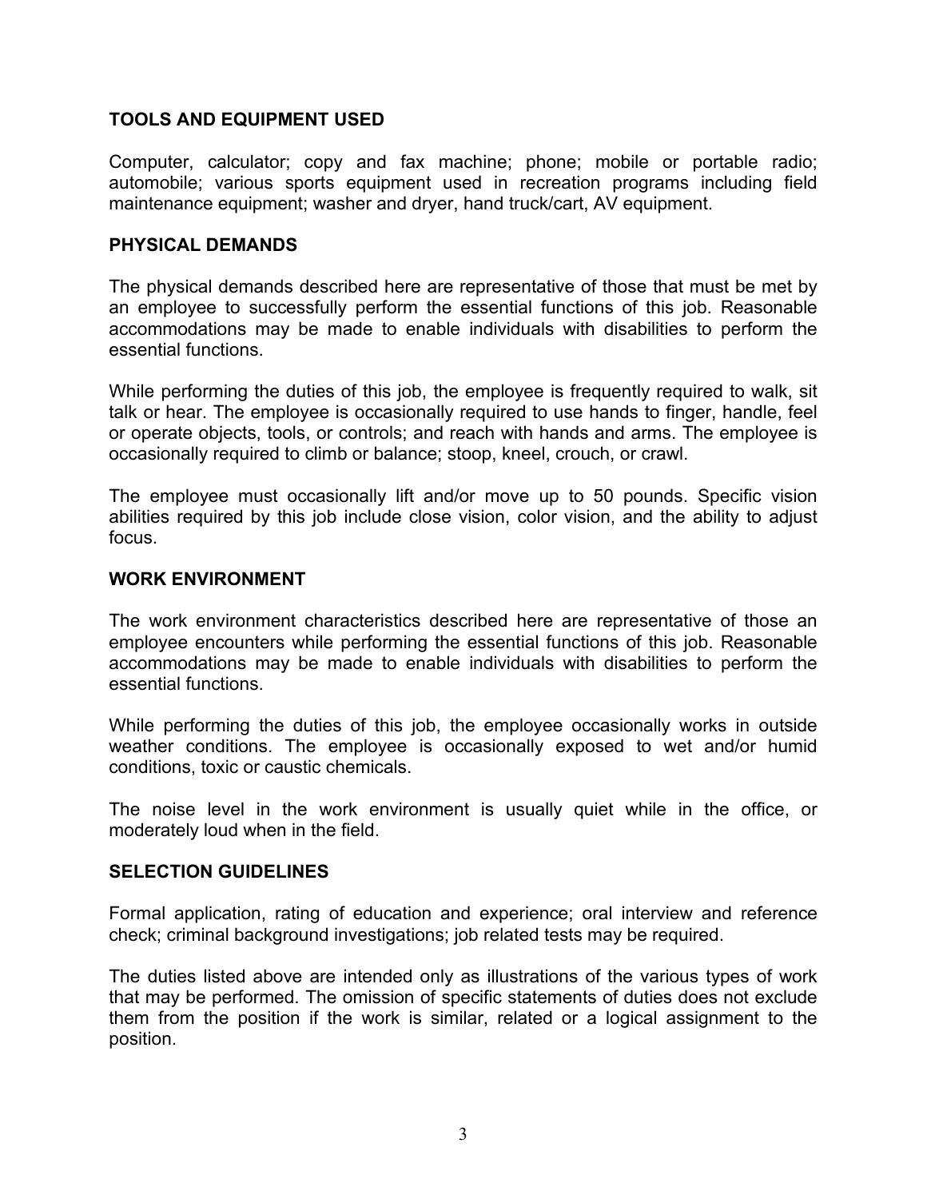## TOOLS AND EQUIPMENT USED

Computer, calculator; copy and fax machine; phone; mobile or portable radio; automobile; various sports equipment used in recreation programs including field maintenance equipment; washer and dryer, hand truck/cart, AV equipment.

## PHYSICAL DEMANDS

The physical demands described here are representative of those that must be met by an employee to successfully perform the essential functions of this job. Reasonable accommodations may be made to enable individuals with disabilities to perform the essential functions.

While performing the duties of this job, the employee is frequently required to walk, sit talk or hear. The employee is occasionally required to use hands to finger, handle, feel or operate objects, tools, or controls; and reach with hands and arms. The employee is occasionally required to climb or balance; stoop, kneel, crouch, or crawl.

The employee must occasionally lift and/or move up to 50 pounds. Specific vision abilities required by this job include close vision, color vision, and the ability to adjust focus.

## WORK ENVIRONMENT

The work environment characteristics described here are representative of those an employee encounters while performing the essential functions of this job. Reasonable accommodations may be made to enable individuals with disabilities to perform the essential functions.

While performing the duties of this job, the employee occasionally works in outside weather conditions. The employee is occasionally exposed to wet and/or humid conditions, toxic or caustic chemicals.

The noise level in the work environment is usually quiet while in the office, or moderately loud when in the field.

## SELECTION GUIDELINES

Formal application, rating of education and experience; oral interview and reference check; criminal background investigations; job related tests may be required.

The duties listed above are intended only as illustrations of the various types of work that may be performed. The omission of specific statements of duties does not exclude them from the position if the work is similar, related or a logical assignment to the position.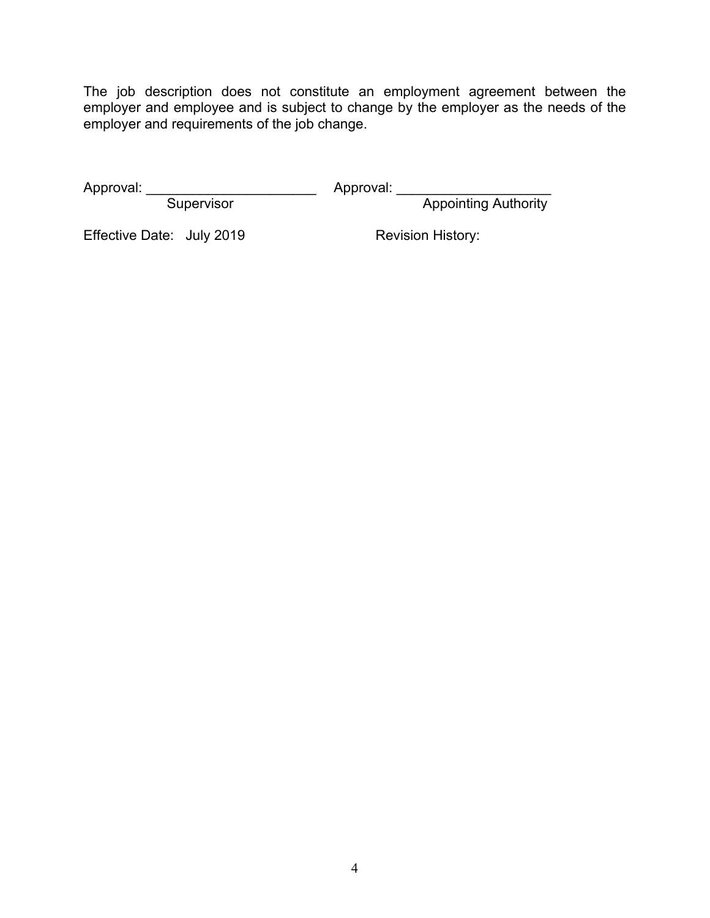The job description does not constitute an employment agreement between the employer and employee and is subject to change by the employer as the needs of the employer and requirements of the job change.

Approval: ______________________ Approval: ____________________
Supervisor Appointing Authority

Effective Date: July 2019 Revision History: